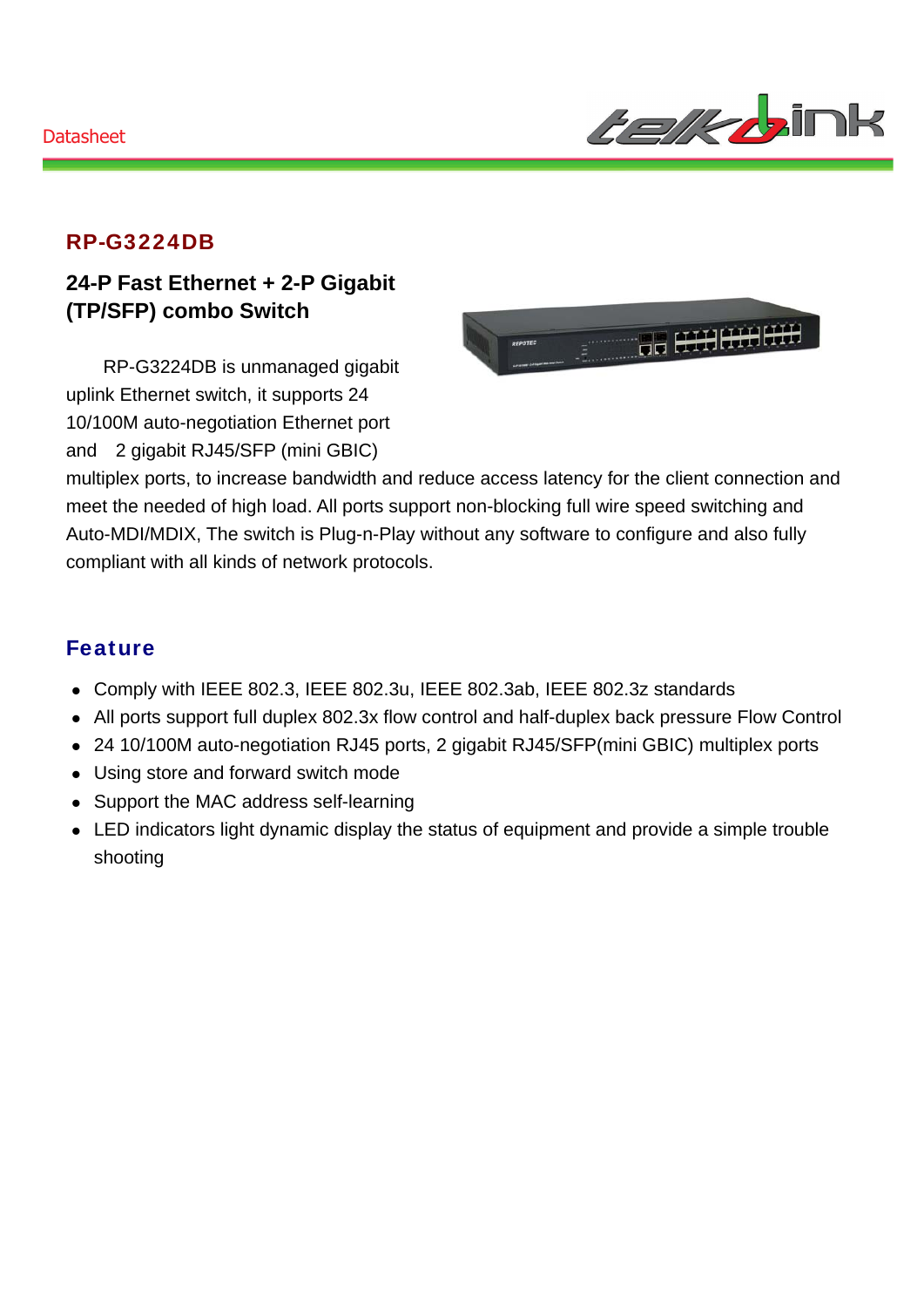Datasheet

# RP-G3224DB

## 24-P Fast Ethernet + 2-P Gigabit (TP/SFP) combo Switch

RP-G3224DB is unmanaged gigabit uplink Ethernet switch, it supports 24 10/100M auto-negotiation Ethernet port and 2 gigabit RJ45/SFP (mini GBIC) multiplex ports, to increase bandwidth and reduce access latency for the client connection and meet the needed of high load. All ports support non-blocking full wire speed switching and Auto-MDI/MDIX, The switch is Plug-n-Play without any software to configure and also fully compliant with all kinds of network protocols.

## Feature

- Comply with IEEE 802.3, IEEE 802.3u, IEEE 802.3ab, IEEE 802.3z standards
- All ports support full duplex 802.3x flow control and half-duplex back pressure Flow Control
- 24 10/100M auto-negotiation RJ45 ports, 2 gigabit RJ45/SFP(mini GBIC) multiplex ports
- Using store and forward switch mode
- Support the MAC address self-learning
- LED indicators light dynamic display the status of equipment and provide a simple trouble shooting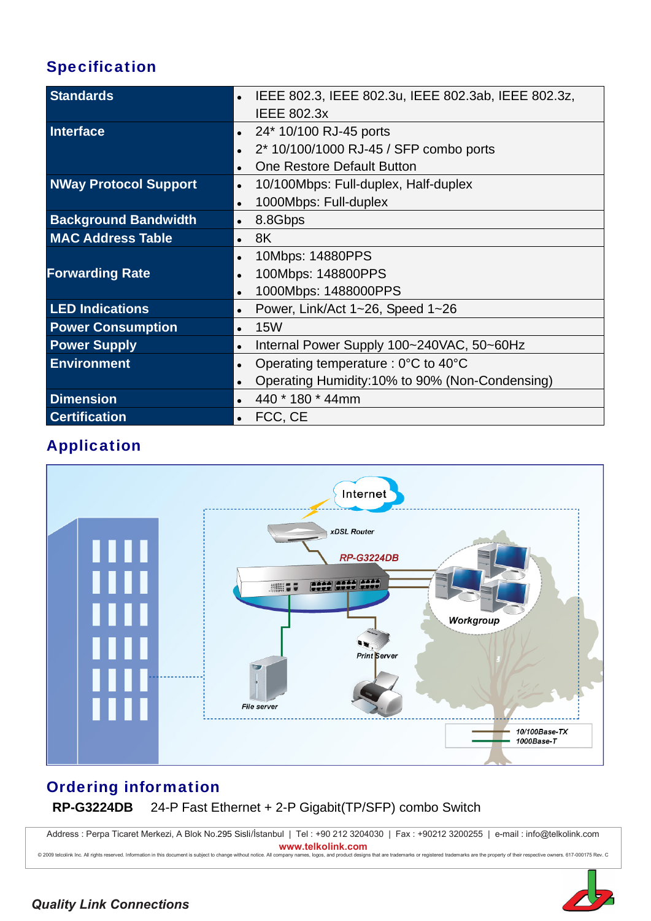## Specification

| | |
|---|---|
| **Standards** | • IEEE 802.3, IEEE 802.3u, IEEE 802.3ab, IEEE 802.3z, IEEE 802.3x |
| **Interface** | • 24* 10/100 RJ-45 ports<br>• 2* 10/100/1000 RJ-45 / SFP combo ports<br>• One Restore Default Button |
| **NWay Protocol Support** | • 10/100Mbps: Full-duplex, Half-duplex<br>• 1000Mbps: Full-duplex |
| **Background Bandwidth** | • 8.8Gbps |
| **MAC Address Table** | • 8K |
| **Forwarding Rate** | • 10Mbps: 14880PPS<br>• 100Mbps: 148800PPS<br>• 1000Mbps: 1488000PPS |
| **LED Indications** | • Power, Link/Act 1~26, Speed 1~26 |
| **Power Consumption** | • 15W |
| **Power Supply** | • Internal Power Supply 100~240VAC, 50~60Hz |
| **Environment** | • Operating temperature : 0°C to 40°C<br>• Operating Humidity:10% to 90% (Non-Condensing) |
| **Dimension** | • 440 * 180 * 44mm |
| **Certification** | • FCC, CE |

## Application

Internet
xDSL Router
RP-G3224DB
Workgroup
Print Server
File server
10/100Base-TX
1000Base-T

## Ordering information

**RP-G3224DB** 24-P Fast Ethernet + 2-P Gigabit(TP/SFP) combo Switch

Address : Perpa Ticaret Merkezi, A Blok No.295 Sisli/İstanbul | Tel : +90 212 3204030 | Fax : +90212 3200255 | e-mail : info@telkolink.com
www.telkolink.com
© 2009 telcolink Inc. All rights reserved. Information in this document is subject to change without notice. All company names, logos, and product designs that are trademarks or registered trademarks are the property of their respective owners. 617-000175 Rev. C

*Quality Link Connections*